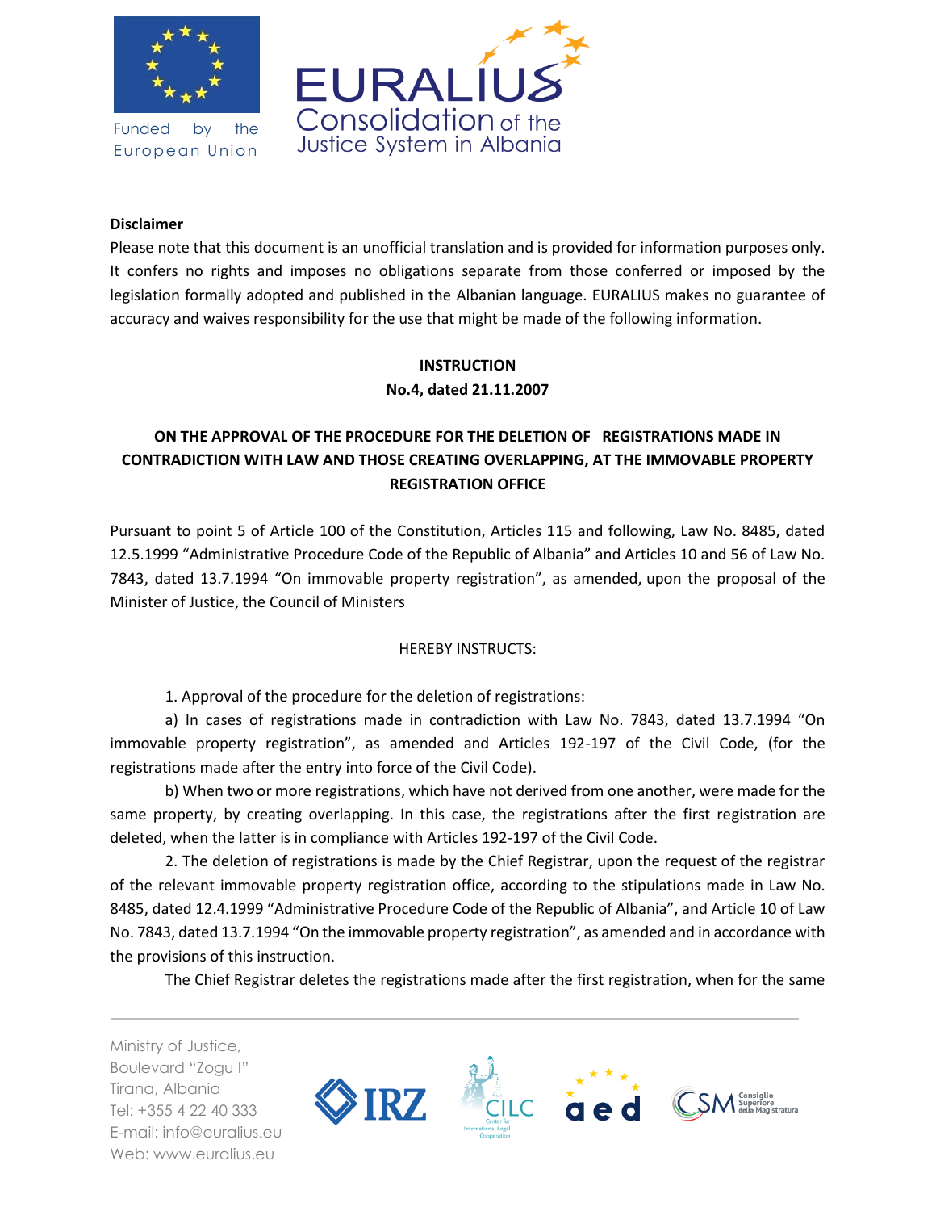**Disclaimer**

Please note that this document is an unofficial translation and is provided for information purposes only. It confers no rights and imposes no obligations separate from those conferred or imposed by the legislation formally adopted and published in the Albanian language. EURALIUS makes no guarantee of accuracy and waives responsibility for the use that might be made of the following information.

**INSTRUCTION**

**No.4, dated 21.11.2007**

**ON THE APPROVAL OF THE PROCEDURE FOR THE DELETION OF REGISTRATIONS MADE IN CONTRADICTION WITH LAW AND THOSE CREATING OVERLAPPING, AT THE IMMOVABLE PROPERTY REGISTRATION OFFICE**

Pursuant to point 5 of Article 100 of the Constitution, Articles 115 and following, Law No. 8485, dated 12.5.1999 "Administrative Procedure Code of the Republic of Albania" and Articles 10 and 56 of Law No. 7843, dated 13.7.1994 "On immovable property registration", as amended, upon the proposal of the Minister of Justice, the Council of Ministers

HEREBY INSTRUCTS:

1. Approval of the procedure for the deletion of registrations:

a) In cases of registrations made in contradiction with Law No. 7843, dated 13.7.1994 "On immovable property registration", as amended and Articles 192-197 of the Civil Code, (for the registrations made after the entry into force of the Civil Code).

b) When two or more registrations, which have not derived from one another, were made for the same property, by creating overlapping. In this case, the registrations after the first registration are deleted, when the latter is in compliance with Articles 192-197 of the Civil Code.

2. The deletion of registrations is made by the Chief Registrar, upon the request of the registrar of the relevant immovable property registration office, according to the stipulations made in Law No. 8485, dated 12.4.1999 "Administrative Procedure Code of the Republic of Albania", and Article 10 of Law No. 7843, dated 13.7.1994 "On the immovable property registration", as amended and in accordance with the provisions of this instruction.

The Chief Registrar deletes the registrations made after the first registration, when for the same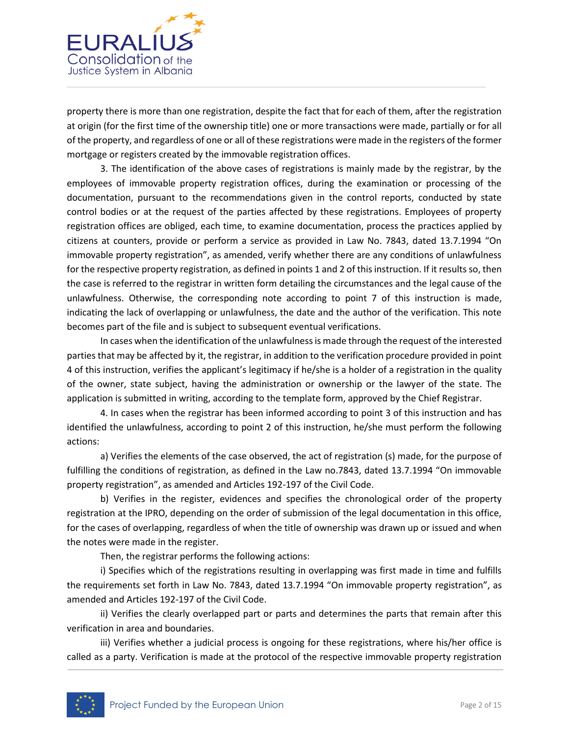property there is more than one registration, despite the fact that for each of them, after the registration at origin (for the first time of the ownership title) one or more transactions were made, partially or for all of the property, and regardless of one or all of these registrations were made in the registers of the former mortgage or registers created by the immovable registration offices.

3. The identification of the above cases of registrations is mainly made by the registrar, by the employees of immovable property registration offices, during the examination or processing of the documentation, pursuant to the recommendations given in the control reports, conducted by state control bodies or at the request of the parties affected by these registrations. Employees of property registration offices are obliged, each time, to examine documentation, process the practices applied by citizens at counters, provide or perform a service as provided in Law No. 7843, dated 13.7.1994 "On immovable property registration", as amended, verify whether there are any conditions of unlawfulness for the respective property registration, as defined in points 1 and 2 of this instruction. If it results so, then the case is referred to the registrar in written form detailing the circumstances and the legal cause of the unlawfulness. Otherwise, the corresponding note according to point 7 of this instruction is made, indicating the lack of overlapping or unlawfulness, the date and the author of the verification. This note becomes part of the file and is subject to subsequent eventual verifications.

In cases when the identification of the unlawfulness is made through the request of the interested parties that may be affected by it, the registrar, in addition to the verification procedure provided in point 4 of this instruction, verifies the applicant's legitimacy if he/she is a holder of a registration in the quality of the owner, state subject, having the administration or ownership or the lawyer of the state. The application is submitted in writing, according to the template form, approved by the Chief Registrar.

4. In cases when the registrar has been informed according to point 3 of this instruction and has identified the unlawfulness, according to point 2 of this instruction, he/she must perform the following actions:

a) Verifies the elements of the case observed, the act of registration (s) made, for the purpose of fulfilling the conditions of registration, as defined in the Law no.7843, dated 13.7.1994 "On immovable property registration", as amended and Articles 192-197 of the Civil Code.

b) Verifies in the register, evidences and specifies the chronological order of the property registration at the IPRO, depending on the order of submission of the legal documentation in this office, for the cases of overlapping, regardless of when the title of ownership was drawn up or issued and when the notes were made in the register.

Then, the registrar performs the following actions:

i) Specifies which of the registrations resulting in overlapping was first made in time and fulfills the requirements set forth in Law No. 7843, dated 13.7.1994 "On immovable property registration", as amended and Articles 192-197 of the Civil Code.

ii) Verifies the clearly overlapped part or parts and determines the parts that remain after this verification in area and boundaries.

iii) Verifies whether a judicial process is ongoing for these registrations, where his/her office is called as a party. Verification is made at the protocol of the respective immovable property registration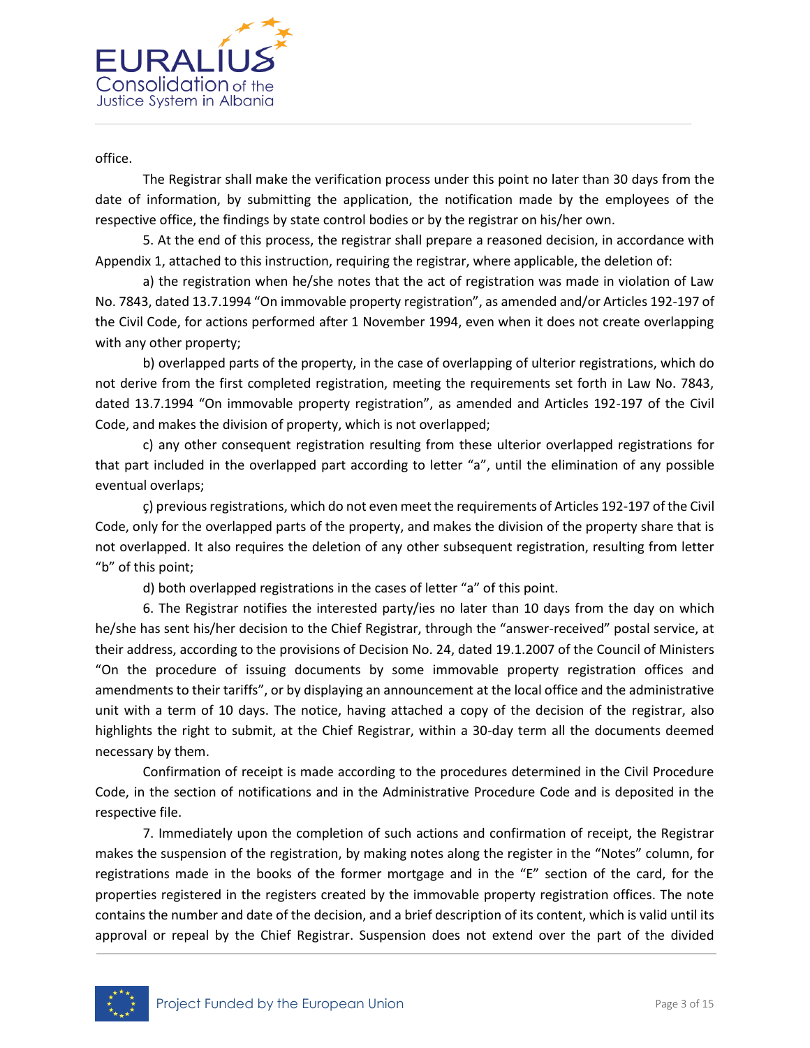office.

The Registrar shall make the verification process under this point no later than 30 days from the date of information, by submitting the application, the notification made by the employees of the respective office, the findings by state control bodies or by the registrar on his/her own.

5. At the end of this process, the registrar shall prepare a reasoned decision, in accordance with Appendix 1, attached to this instruction, requiring the registrar, where applicable, the deletion of:

a) the registration when he/she notes that the act of registration was made in violation of Law No. 7843, dated 13.7.1994 "On immovable property registration", as amended and/or Articles 192-197 of the Civil Code, for actions performed after 1 November 1994, even when it does not create overlapping with any other property;

b) overlapped parts of the property, in the case of overlapping of ulterior registrations, which do not derive from the first completed registration, meeting the requirements set forth in Law No. 7843, dated 13.7.1994 "On immovable property registration", as amended and Articles 192-197 of the Civil Code, and makes the division of property, which is not overlapped;

c) any other consequent registration resulting from these ulterior overlapped registrations for that part included in the overlapped part according to letter "a", until the elimination of any possible eventual overlaps;

ç) previous registrations, which do not even meet the requirements of Articles 192-197 of the Civil Code, only for the overlapped parts of the property, and makes the division of the property share that is not overlapped. It also requires the deletion of any other subsequent registration, resulting from letter "b" of this point;

d) both overlapped registrations in the cases of letter "a" of this point.

6. The Registrar notifies the interested party/ies no later than 10 days from the day on which he/she has sent his/her decision to the Chief Registrar, through the "answer-received" postal service, at their address, according to the provisions of Decision No. 24, dated 19.1.2007 of the Council of Ministers "On the procedure of issuing documents by some immovable property registration offices and amendments to their tariffs", or by displaying an announcement at the local office and the administrative unit with a term of 10 days. The notice, having attached a copy of the decision of the registrar, also highlights the right to submit, at the Chief Registrar, within a 30-day term all the documents deemed necessary by them.

Confirmation of receipt is made according to the procedures determined in the Civil Procedure Code, in the section of notifications and in the Administrative Procedure Code and is deposited in the respective file.

7. Immediately upon the completion of such actions and confirmation of receipt, the Registrar makes the suspension of the registration, by making notes along the register in the "Notes" column, for registrations made in the books of the former mortgage and in the "E" section of the card, for the properties registered in the registers created by the immovable property registration offices. The note contains the number and date of the decision, and a brief description of its content, which is valid until its approval or repeal by the Chief Registrar. Suspension does not extend over the part of the divided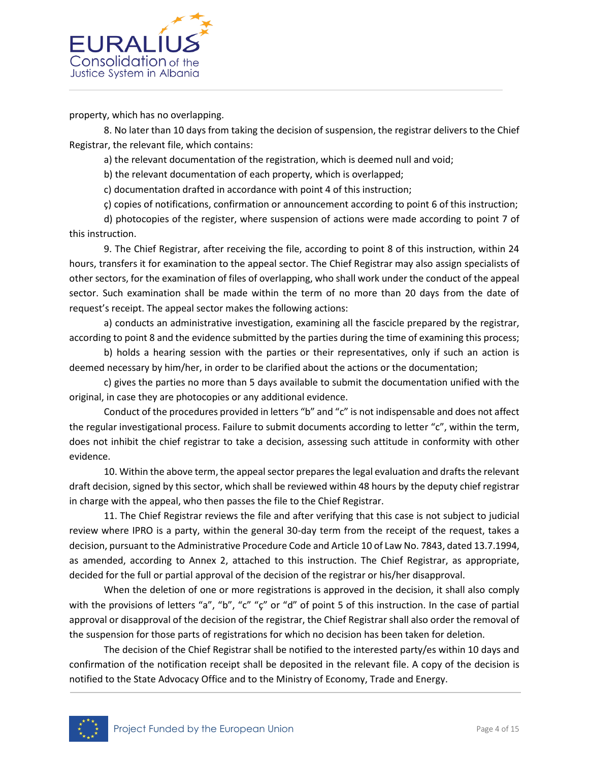property, which has no overlapping.

8. No later than 10 days from taking the decision of suspension, the registrar delivers to the Chief Registrar, the relevant file, which contains:

a) the relevant documentation of the registration, which is deemed null and void;

b) the relevant documentation of each property, which is overlapped;

c) documentation drafted in accordance with point 4 of this instruction;

ç) copies of notifications, confirmation or announcement according to point 6 of this instruction;

d) photocopies of the register, where suspension of actions were made according to point 7 of this instruction.

9. The Chief Registrar, after receiving the file, according to point 8 of this instruction, within 24 hours, transfers it for examination to the appeal sector. The Chief Registrar may also assign specialists of other sectors, for the examination of files of overlapping, who shall work under the conduct of the appeal sector. Such examination shall be made within the term of no more than 20 days from the date of request's receipt. The appeal sector makes the following actions:

a) conducts an administrative investigation, examining all the fascicle prepared by the registrar, according to point 8 and the evidence submitted by the parties during the time of examining this process;

b) holds a hearing session with the parties or their representatives, only if such an action is deemed necessary by him/her, in order to be clarified about the actions or the documentation;

c) gives the parties no more than 5 days available to submit the documentation unified with the original, in case they are photocopies or any additional evidence.

Conduct of the procedures provided in letters "b" and "c" is not indispensable and does not affect the regular investigational process. Failure to submit documents according to letter "c", within the term, does not inhibit the chief registrar to take a decision, assessing such attitude in conformity with other evidence.

10. Within the above term, the appeal sector prepares the legal evaluation and drafts the relevant draft decision, signed by this sector, which shall be reviewed within 48 hours by the deputy chief registrar in charge with the appeal, who then passes the file to the Chief Registrar.

11. The Chief Registrar reviews the file and after verifying that this case is not subject to judicial review where IPRO is a party, within the general 30-day term from the receipt of the request, takes a decision, pursuant to the Administrative Procedure Code and Article 10 of Law No. 7843, dated 13.7.1994, as amended, according to Annex 2, attached to this instruction. The Chief Registrar, as appropriate, decided for the full or partial approval of the decision of the registrar or his/her disapproval.

When the deletion of one or more registrations is approved in the decision, it shall also comply with the provisions of letters "a", "b", "c" "ç" or "d" of point 5 of this instruction. In the case of partial approval or disapproval of the decision of the registrar, the Chief Registrar shall also order the removal of the suspension for those parts of registrations for which no decision has been taken for deletion.

The decision of the Chief Registrar shall be notified to the interested party/es within 10 days and confirmation of the notification receipt shall be deposited in the relevant file. A copy of the decision is notified to the State Advocacy Office and to the Ministry of Economy, Trade and Energy.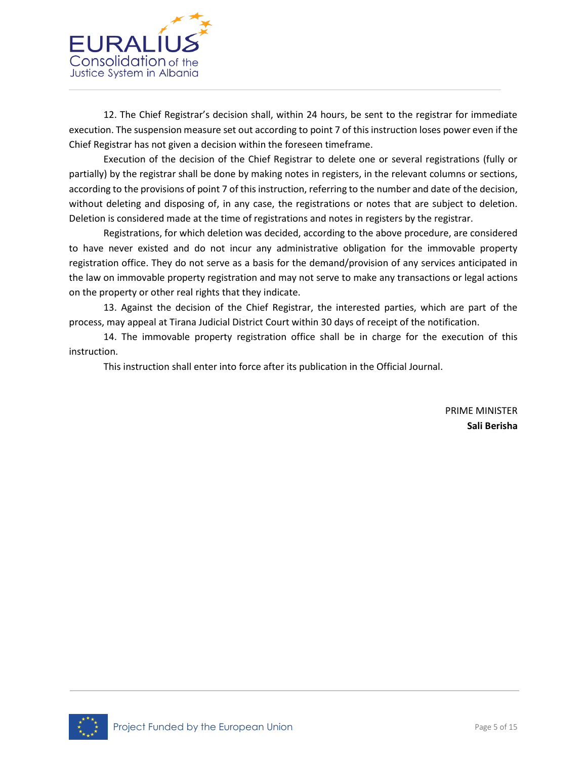12. The Chief Registrar's decision shall, within 24 hours, be sent to the registrar for immediate execution. The suspension measure set out according to point 7 of this instruction loses power even if the Chief Registrar has not given a decision within the foreseen timeframe.

Execution of the decision of the Chief Registrar to delete one or several registrations (fully or partially) by the registrar shall be done by making notes in registers, in the relevant columns or sections, according to the provisions of point 7 of this instruction, referring to the number and date of the decision, without deleting and disposing of, in any case, the registrations or notes that are subject to deletion. Deletion is considered made at the time of registrations and notes in registers by the registrar.

Registrations, for which deletion was decided, according to the above procedure, are considered to have never existed and do not incur any administrative obligation for the immovable property registration office. They do not serve as a basis for the demand/provision of any services anticipated in the law on immovable property registration and may not serve to make any transactions or legal actions on the property or other real rights that they indicate.

13. Against the decision of the Chief Registrar, the interested parties, which are part of the process, may appeal at Tirana Judicial District Court within 30 days of receipt of the notification.

14. The immovable property registration office shall be in charge for the execution of this instruction.

This instruction shall enter into force after its publication in the Official Journal.

PRIME MINISTER
**Sali Berisha**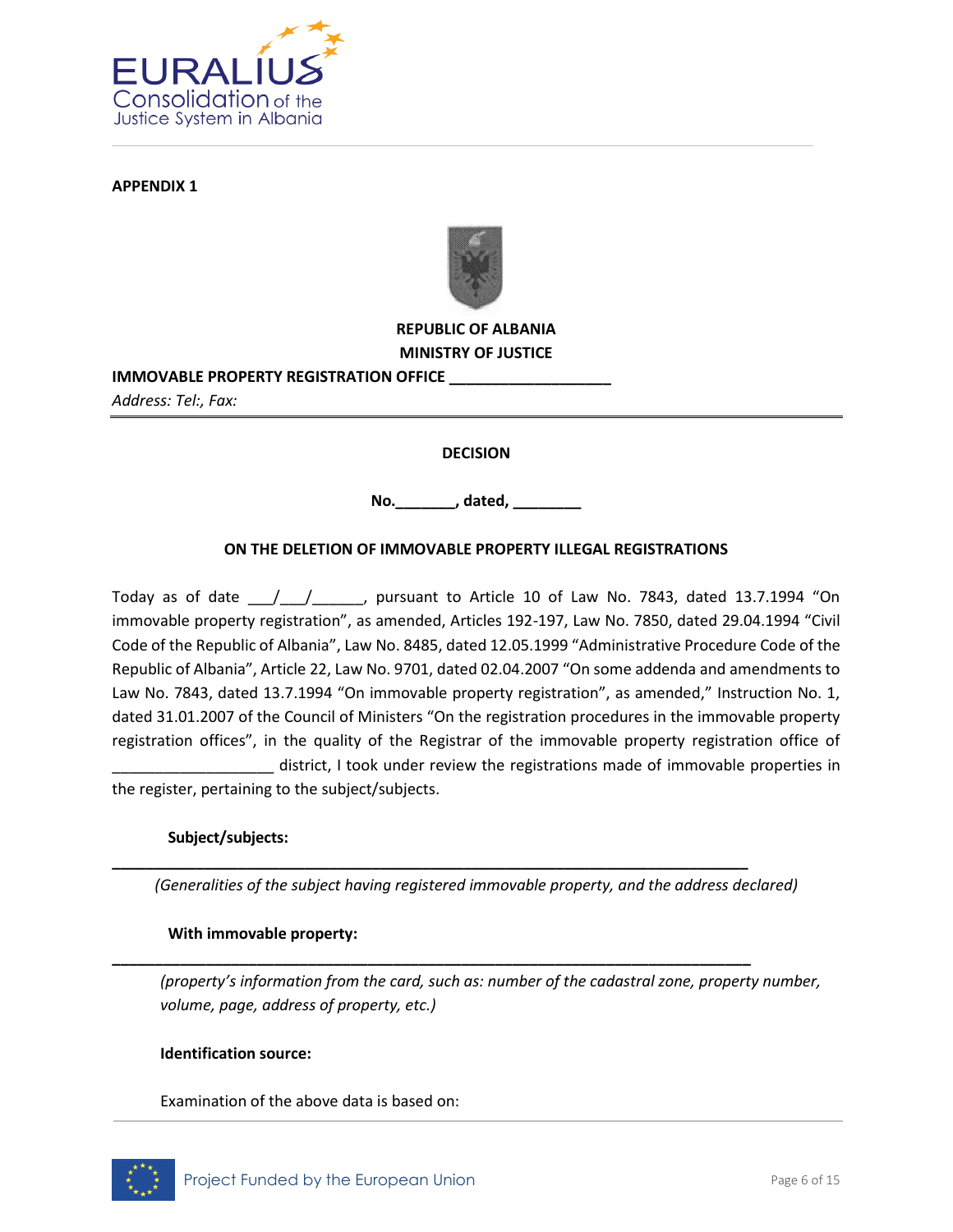**APPENDIX 1**

**REPUBLIC OF ALBANIA**
**MINISTRY OF JUSTICE**

**IMMOVABLE PROPERTY REGISTRATION OFFICE ___________________**

*Address: Tel:, Fax:*

---

**DECISION**

**No._______, dated, ________**

**ON THE DELETION OF IMMOVABLE PROPERTY ILLEGAL REGISTRATIONS**

Today as of date ___/___/______, pursuant to Article 10 of Law No. 7843, dated 13.7.1994 "On immovable property registration", as amended, Articles 192-197, Law No. 7850, dated 29.04.1994 "Civil Code of the Republic of Albania", Law No. 8485, dated 12.05.1999 "Administrative Procedure Code of the Republic of Albania", Article 22, Law No. 9701, dated 02.04.2007 "On some addenda and amendments to Law No. 7843, dated 13.7.1994 "On immovable property registration", as amended," Instruction No. 1, dated 31.01.2007 of the Council of Ministers "On the registration procedures in the immovable property registration offices", in the quality of the Registrar of the immovable property registration office of ___________________ district, I took under review the registrations made of immovable properties in the register, pertaining to the subject/subjects.

**Subject/subjects:**

**___________________________________________________________________________**

*(Generalities of the subject having registered immovable property, and the address declared)*

**With immovable property:**

**___________________________________________________________________________**

*(property's information from the card, such as: number of the cadastral zone, property number, volume, page, address of property, etc.)*

**Identification source:**

Examination of the above data is based on: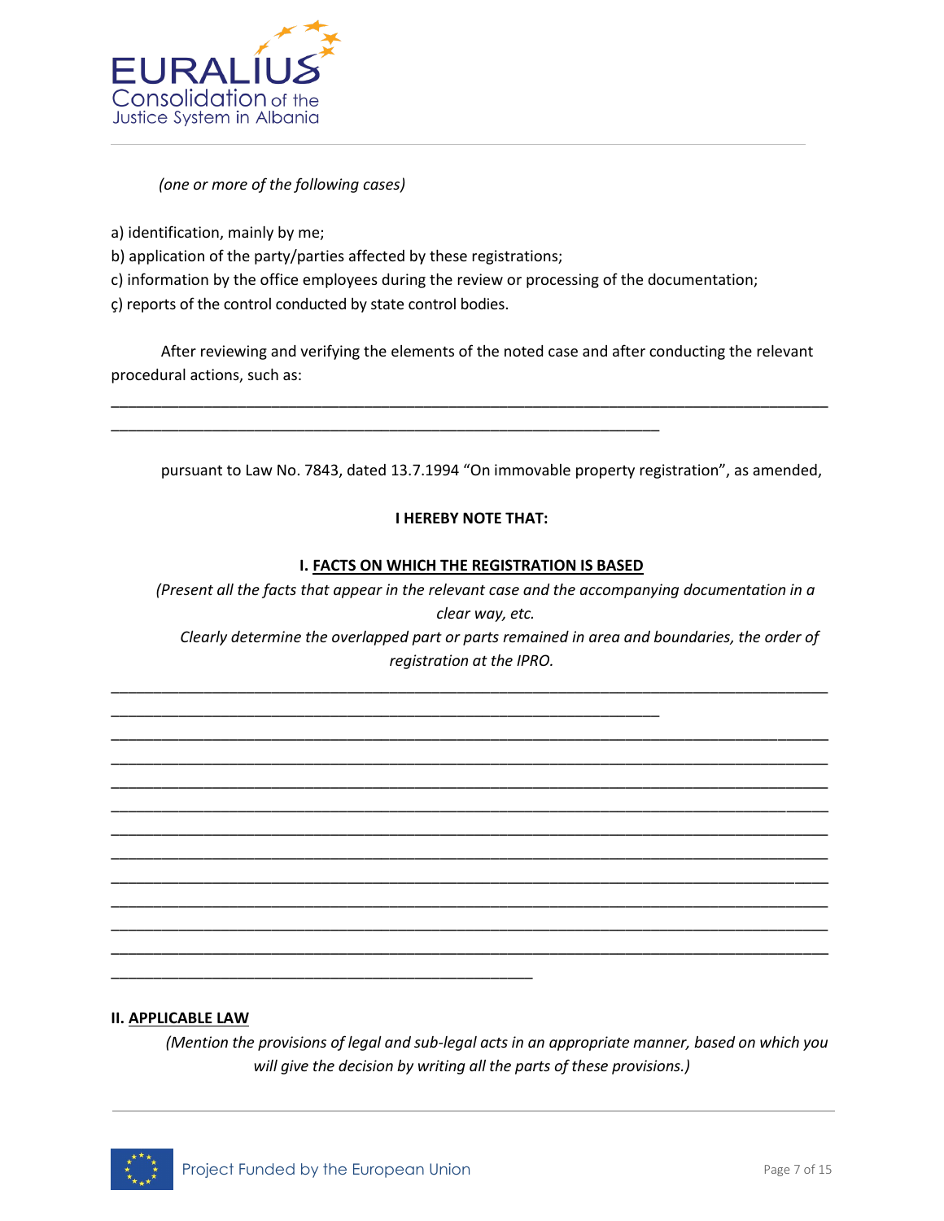*(one or more of the following cases)*

a) identification, mainly by me;
b) application of the party/parties affected by these registrations;
c) information by the office employees during the review or processing of the documentation;
ç) reports of the control conducted by state control bodies.

After reviewing and verifying the elements of the noted case and after conducting the relevant procedural actions, such as:

___________________________________________________________________________________
_________________________________________________________________

pursuant to Law No. 7843, dated 13.7.1994 "On immovable property registration", as amended,

**I HEREBY NOTE THAT:**

**I. <u>FACTS ON WHICH THE REGISTRATION IS BASED</u>**

*(Present all the facts that appear in the relevant case and the accompanying documentation in a clear way, etc.*

*Clearly determine the overlapped part or parts remained in area and boundaries, the order of registration at the IPRO.*

___________________________________________________________________________________
_________________________________________________________________
___________________________________________________________________________________
___________________________________________________________________________________
___________________________________________________________________________________
___________________________________________________________________________________
___________________________________________________________________________________
___________________________________________________________________________________
___________________________________________________________________________________
___________________________________________________________________________________
___________________________________________________________________________________
___________________________________________________________________________________
__________________________________________________

**II. <u>APPLICABLE LAW</u>**

*(Mention the provisions of legal and sub-legal acts in an appropriate manner, based on which you will give the decision by writing all the parts of these provisions.)*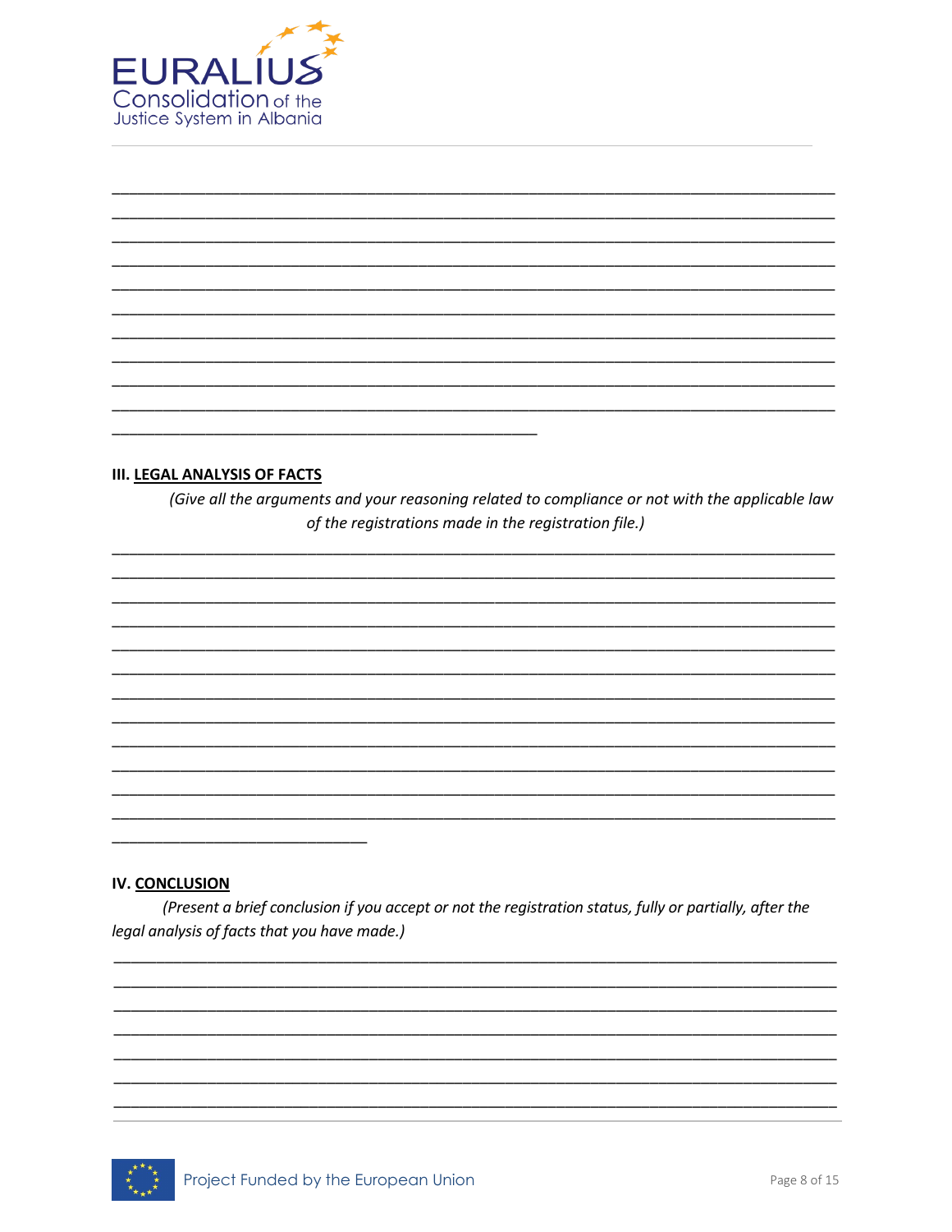## III. LEGAL ANALYSIS OF FACTS

*(Give all the arguments and your reasoning related to compliance or not with the applicable law of the registrations made in the registration file.)*

## IV. CONCLUSION

*(Present a brief conclusion if you accept or not the registration status, fully or partially, after the legal analysis of facts that you have made.)*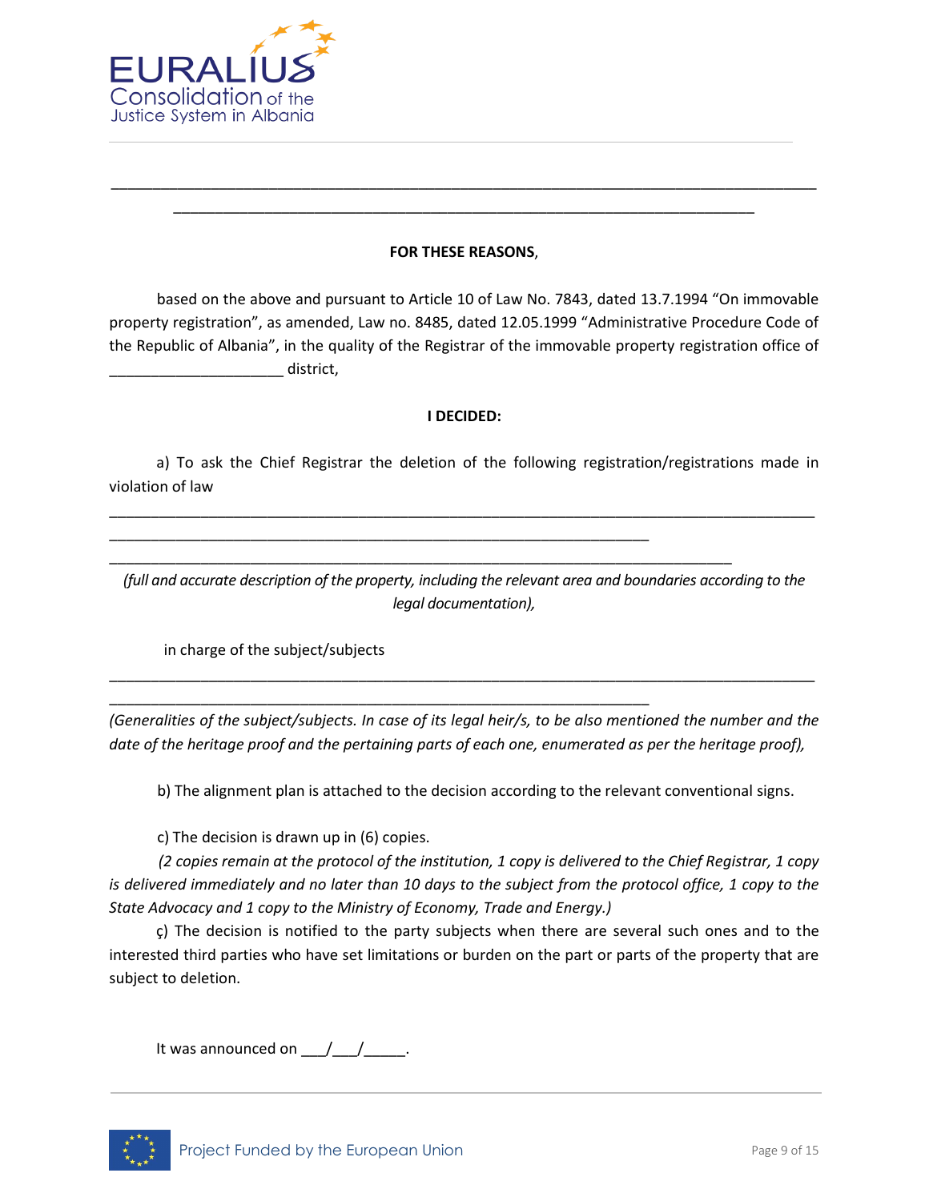___________________________________________________________________________________
_____________________________________________________________________

**FOR THESE REASONS**,

based on the above and pursuant to Article 10 of Law No. 7843, dated 13.7.1994 "On immovable property registration", as amended, Law no. 8485, dated 12.05.1999 "Administrative Procedure Code of the Republic of Albania", in the quality of the Registrar of the immovable property registration office of ____________________ district,

**I DECIDED:**

a) To ask the Chief Registrar the deletion of the following registration/registrations made in violation of law

___________________________________________________________________________________
________________________________________________________________
__________________________________________________________________________

*(full and accurate description of the property, including the relevant area and boundaries according to the legal documentation),*

in charge of the subject/subjects

___________________________________________________________________________________
________________________________________________________________

*(Generalities of the subject/subjects. In case of its legal heir/s, to be also mentioned the number and the date of the heritage proof and the pertaining parts of each one, enumerated as per the heritage proof),*

b) The alignment plan is attached to the decision according to the relevant conventional signs.

c) The decision is drawn up in (6) copies.

*(2 copies remain at the protocol of the institution, 1 copy is delivered to the Chief Registrar, 1 copy is delivered immediately and no later than 10 days to the subject from the protocol office, 1 copy to the State Advocacy and 1 copy to the Ministry of Economy, Trade and Energy.)*

ç) The decision is notified to the party subjects when there are several such ones and to the interested third parties who have set limitations or burden on the part or parts of the property that are subject to deletion.

It was announced on ___/___/_____.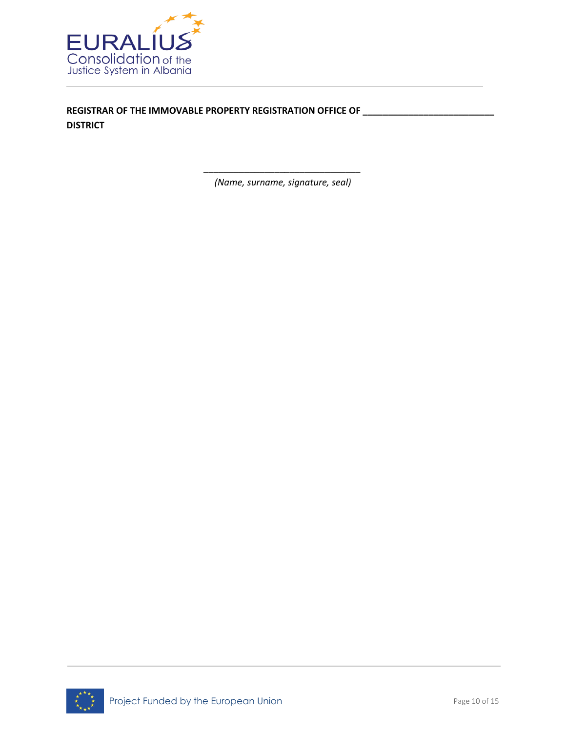**REGISTRAR OF THE IMMOVABLE PROPERTY REGISTRATION OFFICE OF \_\_\_\_\_\_\_\_\_\_\_\_\_\_\_\_\_\_\_\_\_\_\_\_\_\_\_ DISTRICT**

\_\_\_\_\_\_\_\_\_\_\_\_\_\_\_\_\_\_\_\_\_\_\_\_\_\_\_\_\_\_\_\_

*(Name, surname, signature, seal)*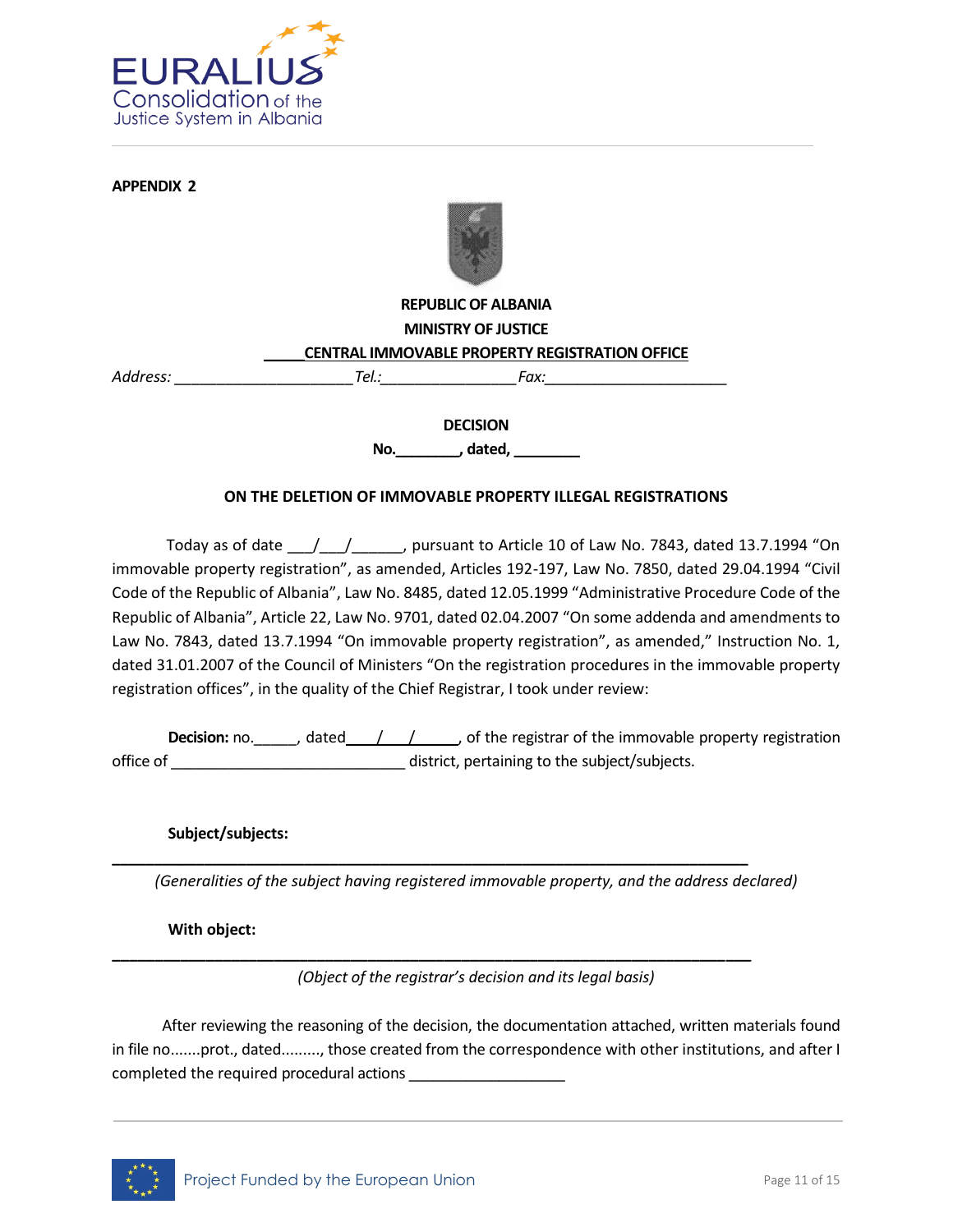**APPENDIX 2**

**REPUBLIC OF ALBANIA**

**MINISTRY OF JUSTICE**

**_____CENTRAL IMMOVABLE PROPERTY REGISTRATION OFFICE**

*Address:* ______________________ *Tel.:*________________ *Fax:*______________________

**DECISION**

**No.________, dated, ________**

**ON THE DELETION OF IMMOVABLE PROPERTY ILLEGAL REGISTRATIONS**

Today as of date ___/___/______, pursuant to Article 10 of Law No. 7843, dated 13.7.1994 "On immovable property registration", as amended, Articles 192-197, Law No. 7850, dated 29.04.1994 "Civil Code of the Republic of Albania", Law No. 8485, dated 12.05.1999 "Administrative Procedure Code of the Republic of Albania", Article 22, Law No. 9701, dated 02.04.2007 "On some addenda and amendments to Law No. 7843, dated 13.7.1994 "On immovable property registration", as amended," Instruction No. 1, dated 31.01.2007 of the Council of Ministers "On the registration procedures in the immovable property registration offices", in the quality of the Chief Registrar, I took under review:

**Decision:** no.______, dated____/___/______, of the registrar of the immovable property registration office of ____________________________ district, pertaining to the subject/subjects.

**Subject/subjects:**

______________________________________________________________________________

*(Generalities of the subject having registered immovable property, and the address declared)*

**With object:**

______________________________________________________________________________

*(Object of the registrar's decision and its legal basis)*

After reviewing the reasoning of the decision, the documentation attached, written materials found in file no.......prot., dated........., those created from the correspondence with other institutions, and after I completed the required procedural actions ___________________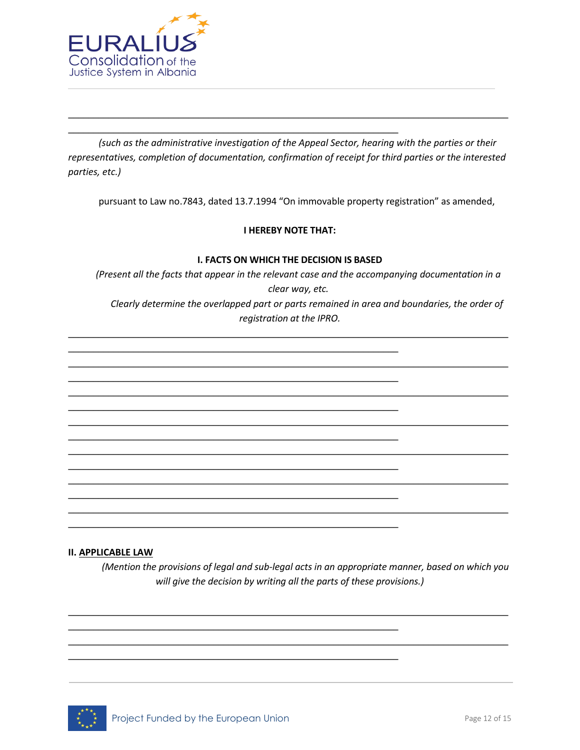_______________________________________________________________________________
____________________________________________________________

*(such as the administrative investigation of the Appeal Sector, hearing with the parties or their representatives, completion of documentation, confirmation of receipt for third parties or the interested parties, etc.)*

pursuant to Law no.7843, dated 13.7.1994 "On immovable property registration" as amended,

**I HEREBY NOTE THAT:**

**I. FACTS ON WHICH THE DECISION IS BASED**

*(Present all the facts that appear in the relevant case and the accompanying documentation in a clear way, etc.*

*Clearly determine the overlapped part or parts remained in area and boundaries, the order of registration at the IPRO.*

_______________________________________________________________________________
____________________________________________________________
_______________________________________________________________________________
____________________________________________________________
_______________________________________________________________________________
____________________________________________________________
_______________________________________________________________________________
____________________________________________________________
_______________________________________________________________________________
____________________________________________________________
_______________________________________________________________________________
____________________________________________________________
_______________________________________________________________________________
____________________________________________________________

**II. <u>APPLICABLE LAW</u>**

*(Mention the provisions of legal and sub-legal acts in an appropriate manner, based on which you will give the decision by writing all the parts of these provisions.)*

_______________________________________________________________________________
____________________________________________________________
_______________________________________________________________________________
____________________________________________________________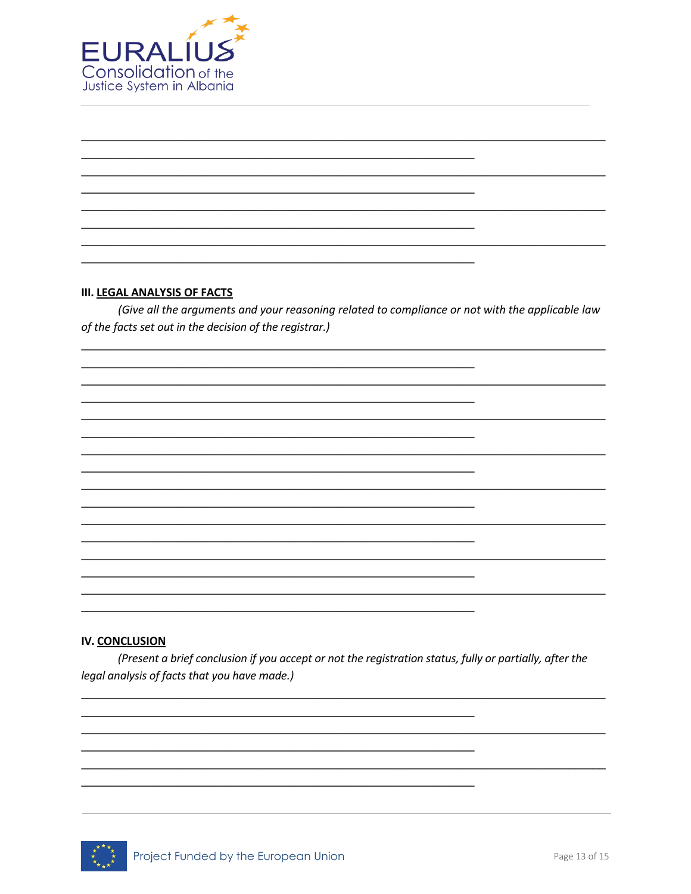**III. LEGAL ANALYSIS OF FACTS**

*(Give all the arguments and your reasoning related to compliance or not with the applicable law of the facts set out in the decision of the registrar.)*

**IV. CONCLUSION**

*(Present a brief conclusion if you accept or not the registration status, fully or partially, after the legal analysis of facts that you have made.)*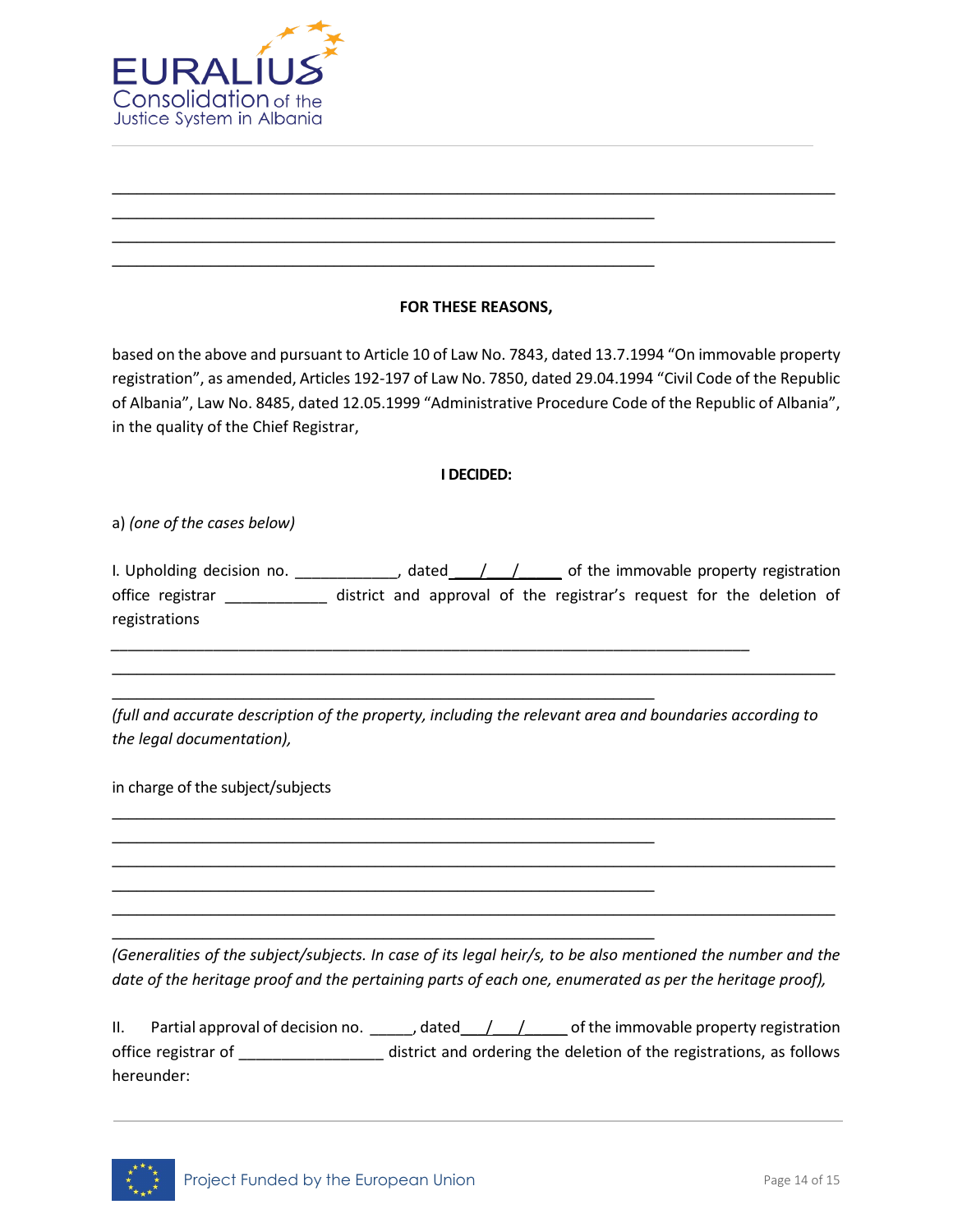\_\_\_\_\_\_\_\_\_\_\_\_\_\_\_\_\_\_\_\_\_\_\_\_\_\_\_\_\_\_\_\_\_\_\_\_\_\_\_\_\_\_\_\_\_\_\_\_\_\_\_\_\_\_\_\_\_\_\_\_\_\_\_\_\_\_\_\_\_\_\_\_\_\_\_\_\_\_\_\_

\_\_\_\_\_\_\_\_\_\_\_\_\_\_\_\_\_\_\_\_\_\_\_\_\_\_\_\_\_\_\_\_\_\_\_\_\_\_\_\_\_\_\_\_\_\_\_\_\_\_\_\_\_\_\_\_\_\_\_\_\_\_

\_\_\_\_\_\_\_\_\_\_\_\_\_\_\_\_\_\_\_\_\_\_\_\_\_\_\_\_\_\_\_\_\_\_\_\_\_\_\_\_\_\_\_\_\_\_\_\_\_\_\_\_\_\_\_\_\_\_\_\_\_\_\_\_\_\_\_\_\_\_\_\_\_\_\_\_\_\_\_\_

\_\_\_\_\_\_\_\_\_\_\_\_\_\_\_\_\_\_\_\_\_\_\_\_\_\_\_\_\_\_\_\_\_\_\_\_\_\_\_\_\_\_\_\_\_\_\_\_\_\_\_\_\_\_\_\_\_\_\_\_\_\_

**FOR THESE REASONS,**

based on the above and pursuant to Article 10 of Law No. 7843, dated 13.7.1994 "On immovable property registration", as amended, Articles 192-197 of Law No. 7850, dated 29.04.1994 "Civil Code of the Republic of Albania", Law No. 8485, dated 12.05.1999 "Administrative Procedure Code of the Republic of Albania", in the quality of the Chief Registrar,

**I DECIDED:**

a) *(one of the cases below)*

I. Upholding decision no. \_\_\_\_\_\_\_\_\_\_\_\_, dated \_\_\_/\_\_\_/\_\_\_\_\_ of the immovable property registration office registrar \_\_\_\_\_\_\_\_\_\_\_\_ district and approval of the registrar's request for the deletion of registrations

\_\_\_\_\_\_\_\_\_\_\_\_\_\_\_\_\_\_\_\_\_\_\_\_\_\_\_\_\_\_\_\_\_\_\_\_\_\_\_\_\_\_\_\_\_\_\_\_\_\_\_\_\_\_\_\_\_\_\_\_\_\_\_\_\_\_\_\_\_\_\_\_

\_\_\_\_\_\_\_\_\_\_\_\_\_\_\_\_\_\_\_\_\_\_\_\_\_\_\_\_\_\_\_\_\_\_\_\_\_\_\_\_\_\_\_\_\_\_\_\_\_\_\_\_\_\_\_\_\_\_\_\_\_\_\_\_\_\_\_\_\_\_\_\_\_\_\_\_\_\_\_\_

\_\_\_\_\_\_\_\_\_\_\_\_\_\_\_\_\_\_\_\_\_\_\_\_\_\_\_\_\_\_\_\_\_\_\_\_\_\_\_\_\_\_\_\_\_\_\_\_\_\_\_\_\_\_\_\_\_\_\_\_\_\_

*(full and accurate description of the property, including the relevant area and boundaries according to the legal documentation),*

in charge of the subject/subjects

\_\_\_\_\_\_\_\_\_\_\_\_\_\_\_\_\_\_\_\_\_\_\_\_\_\_\_\_\_\_\_\_\_\_\_\_\_\_\_\_\_\_\_\_\_\_\_\_\_\_\_\_\_\_\_\_\_\_\_\_\_\_\_\_\_\_\_\_\_\_\_\_\_\_\_\_\_\_\_\_

\_\_\_\_\_\_\_\_\_\_\_\_\_\_\_\_\_\_\_\_\_\_\_\_\_\_\_\_\_\_\_\_\_\_\_\_\_\_\_\_\_\_\_\_\_\_\_\_\_\_\_\_\_\_\_\_\_\_\_\_\_\_

\_\_\_\_\_\_\_\_\_\_\_\_\_\_\_\_\_\_\_\_\_\_\_\_\_\_\_\_\_\_\_\_\_\_\_\_\_\_\_\_\_\_\_\_\_\_\_\_\_\_\_\_\_\_\_\_\_\_\_\_\_\_\_\_\_\_\_\_\_\_\_\_\_\_\_\_\_\_\_\_

\_\_\_\_\_\_\_\_\_\_\_\_\_\_\_\_\_\_\_\_\_\_\_\_\_\_\_\_\_\_\_\_\_\_\_\_\_\_\_\_\_\_\_\_\_\_\_\_\_\_\_\_\_\_\_\_\_\_\_\_\_\_

\_\_\_\_\_\_\_\_\_\_\_\_\_\_\_\_\_\_\_\_\_\_\_\_\_\_\_\_\_\_\_\_\_\_\_\_\_\_\_\_\_\_\_\_\_\_\_\_\_\_\_\_\_\_\_\_\_\_\_\_\_\_\_\_\_\_\_\_\_\_\_\_\_\_\_\_\_\_\_\_

\_\_\_\_\_\_\_\_\_\_\_\_\_\_\_\_\_\_\_\_\_\_\_\_\_\_\_\_\_\_\_\_\_\_\_\_\_\_\_\_\_\_\_\_\_\_\_\_\_\_\_\_\_\_\_\_\_\_\_\_\_\_

*(Generalities of the subject/subjects. In case of its legal heir/s, to be also mentioned the number and the date of the heritage proof and the pertaining parts of each one, enumerated as per the heritage proof),*

II. Partial approval of decision no. \_\_\_\_\_, dated\_\_\_/\_\_\_/\_\_\_\_\_ of the immovable property registration office registrar of \_\_\_\_\_\_\_\_\_\_\_\_\_\_\_\_\_ district and ordering the deletion of the registrations, as follows hereunder: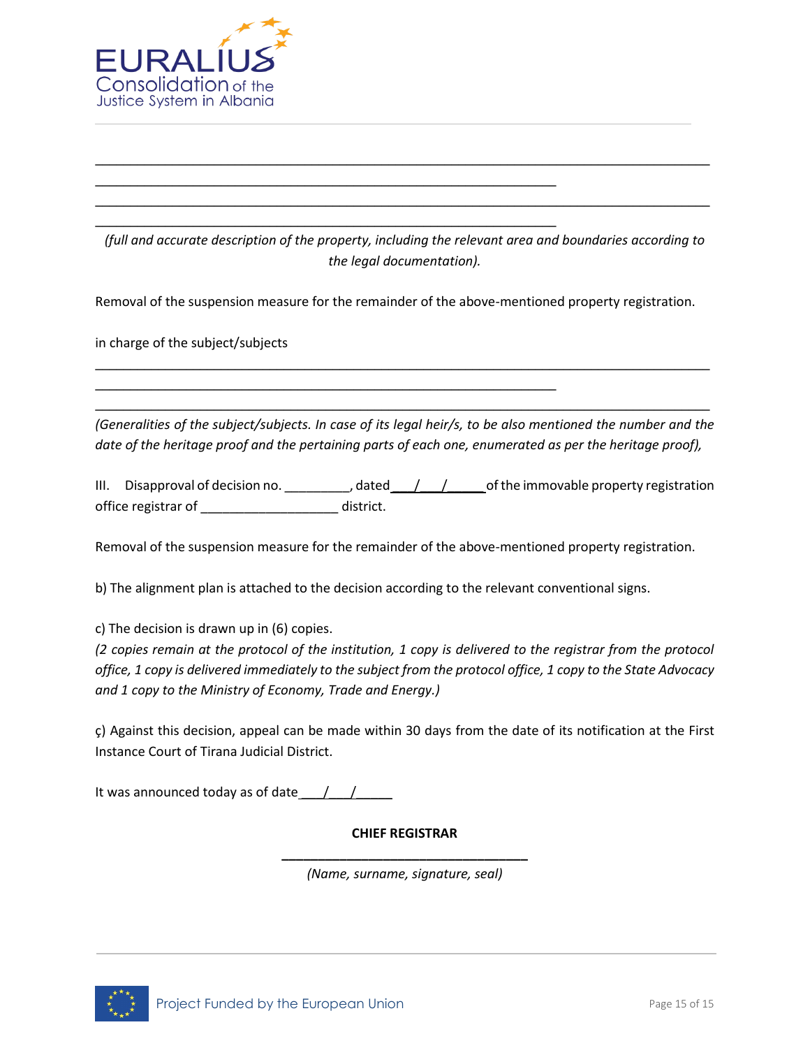\_\_\_\_\_\_\_\_\_\_\_\_\_\_\_\_\_\_\_\_\_\_\_\_\_\_\_\_\_\_\_\_\_\_\_\_\_\_\_\_\_\_\_\_\_\_\_\_\_\_\_\_\_\_\_\_\_\_\_\_\_\_\_\_\_\_\_\_\_\_\_\_\_\_\_\_\_\_

\_\_\_\_\_\_\_\_\_\_\_\_\_\_\_\_\_\_\_\_\_\_\_\_\_\_\_\_\_\_\_\_\_\_\_\_\_\_\_\_\_\_\_\_\_\_\_\_\_\_\_\_\_\_\_\_\_\_\_\_

\_\_\_\_\_\_\_\_\_\_\_\_\_\_\_\_\_\_\_\_\_\_\_\_\_\_\_\_\_\_\_\_\_\_\_\_\_\_\_\_\_\_\_\_\_\_\_\_\_\_\_\_\_\_\_\_\_\_\_\_\_\_\_\_\_\_\_\_\_\_\_\_\_\_\_\_\_\_

\_\_\_\_\_\_\_\_\_\_\_\_\_\_\_\_\_\_\_\_\_\_\_\_\_\_\_\_\_\_\_\_\_\_\_\_\_\_\_\_\_\_\_\_\_\_\_\_\_\_\_\_\_\_\_\_\_\_\_\_

*(full and accurate description of the property, including the relevant area and boundaries according to the legal documentation).*

Removal of the suspension measure for the remainder of the above-mentioned property registration.

in charge of the subject/subjects

\_\_\_\_\_\_\_\_\_\_\_\_\_\_\_\_\_\_\_\_\_\_\_\_\_\_\_\_\_\_\_\_\_\_\_\_\_\_\_\_\_\_\_\_\_\_\_\_\_\_\_\_\_\_\_\_\_\_\_\_\_\_\_\_\_\_\_\_\_\_\_\_\_\_\_\_\_\_

\_\_\_\_\_\_\_\_\_\_\_\_\_\_\_\_\_\_\_\_\_\_\_\_\_\_\_\_\_\_\_\_\_\_\_\_\_\_\_\_\_\_\_\_\_\_\_\_\_\_\_\_\_\_\_\_\_\_\_\_

\_\_\_\_\_\_\_\_\_\_\_\_\_\_\_\_\_\_\_\_\_\_\_\_\_\_\_\_\_\_\_\_\_\_\_\_\_\_\_\_\_\_\_\_\_\_\_\_\_\_\_\_\_\_\_\_\_\_\_\_\_\_\_\_\_\_\_\_\_\_\_\_\_\_\_\_\_\_

*(Generalities of the subject/subjects. In case of its legal heir/s, to be also mentioned the number and the date of the heritage proof and the pertaining parts of each one, enumerated as per the heritage proof),*

III. Disapproval of decision no. \_\_\_\_\_\_\_\_\_, dated \_\_\_/\_\_\_/\_\_\_\_\_ of the immovable property registration office registrar of \_\_\_\_\_\_\_\_\_\_\_\_\_\_\_\_\_\_\_ district.

Removal of the suspension measure for the remainder of the above-mentioned property registration.

b) The alignment plan is attached to the decision according to the relevant conventional signs.

c) The decision is drawn up in (6) copies.
*(2 copies remain at the protocol of the institution, 1 copy is delivered to the registrar from the protocol office, 1 copy is delivered immediately to the subject from the protocol office, 1 copy to the State Advocacy and 1 copy to the Ministry of Economy, Trade and Energy.)*

ç) Against this decision, appeal can be made within 30 days from the date of its notification at the First Instance Court of Tirana Judicial District.

It was announced today as of date \_\_\_/\_\_\_/\_\_\_\_\_

**CHIEF REGISTRAR**

\_\_\_\_\_\_\_\_\_\_\_\_\_\_\_\_\_\_\_\_\_\_\_\_\_\_\_\_\_\_\_\_\_\_\_

*(Name, surname, signature, seal)*